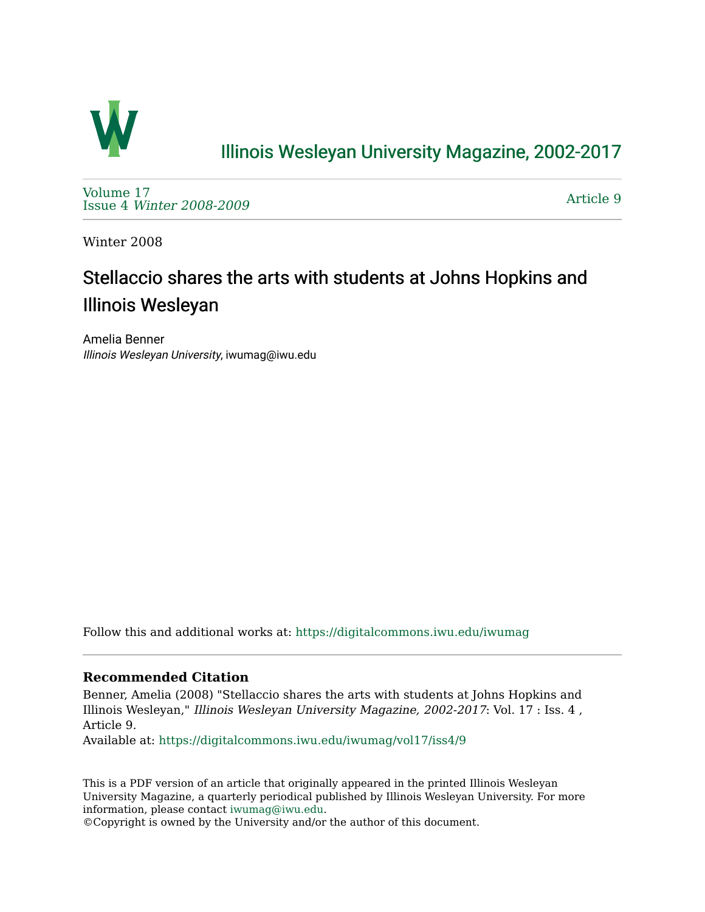# Illinois Wesleyan University Magazine, 2002-2017

Volume 17
Issue 4 *Winter 2008-2009*

Article 9

Winter 2008

## Stellaccio shares the arts with students at Johns Hopkins and Illinois Wesleyan

Amelia Benner
*Illinois Wesleyan University*, iwumag@iwu.edu

Follow this and additional works at: https://digitalcommons.iwu.edu/iwumag

**Recommended Citation**

Benner, Amelia (2008) "Stellaccio shares the arts with students at Johns Hopkins and Illinois Wesleyan," *Illinois Wesleyan University Magazine, 2002-2017*: Vol. 17 : Iss. 4 , Article 9.
Available at: https://digitalcommons.iwu.edu/iwumag/vol17/iss4/9

This is a PDF version of an article that originally appeared in the printed Illinois Wesleyan University Magazine, a quarterly periodical published by Illinois Wesleyan University. For more information, please contact iwumag@iwu.edu.
©Copyright is owned by the University and/or the author of this document.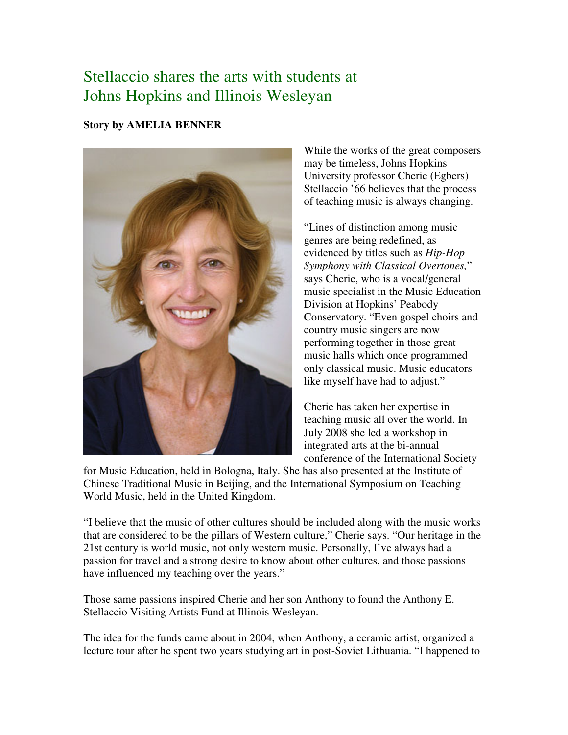# Stellaccio shares the arts with students at Johns Hopkins and Illinois Wesleyan

**Story by AMELIA BENNER**

While the works of the great composers may be timeless, Johns Hopkins University professor Cherie (Egbers) Stellaccio '66 believes that the process of teaching music is always changing.

"Lines of distinction among music genres are being redefined, as evidenced by titles such as *Hip-Hop Symphony with Classical Overtones,*" says Cherie, who is a vocal/general music specialist in the Music Education Division at Hopkins' Peabody Conservatory. "Even gospel choirs and country music singers are now performing together in those great music halls which once programmed only classical music. Music educators like myself have had to adjust."

Cherie has taken her expertise in teaching music all over the world. In July 2008 she led a workshop in integrated arts at the bi-annual conference of the International Society for Music Education, held in Bologna, Italy. She has also presented at the Institute of Chinese Traditional Music in Beijing, and the International Symposium on Teaching World Music, held in the United Kingdom.

"I believe that the music of other cultures should be included along with the music works that are considered to be the pillars of Western culture," Cherie says. "Our heritage in the 21st century is world music, not only western music. Personally, I've always had a passion for travel and a strong desire to know about other cultures, and those passions have influenced my teaching over the years."

Those same passions inspired Cherie and her son Anthony to found the Anthony E. Stellaccio Visiting Artists Fund at Illinois Wesleyan.

The idea for the funds came about in 2004, when Anthony, a ceramic artist, organized a lecture tour after he spent two years studying art in post-Soviet Lithuania. "I happened to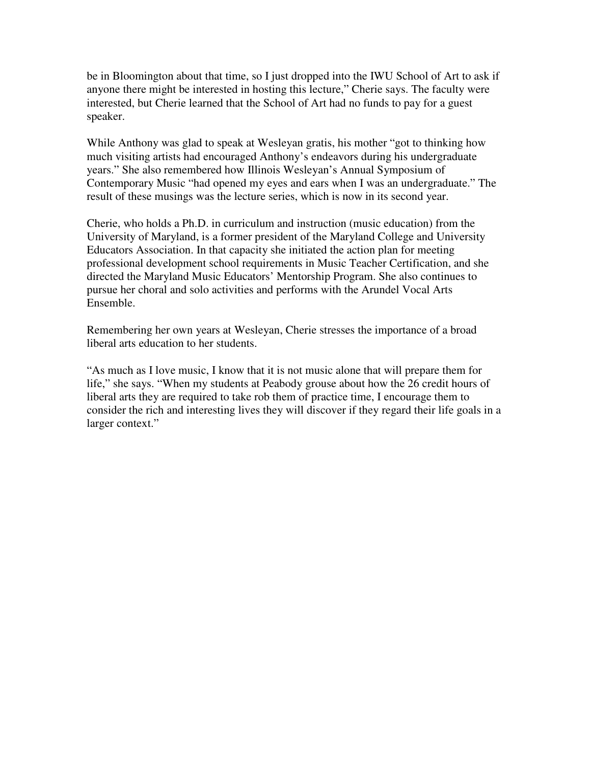be in Bloomington about that time, so I just dropped into the IWU School of Art to ask if anyone there might be interested in hosting this lecture," Cherie says. The faculty were interested, but Cherie learned that the School of Art had no funds to pay for a guest speaker.

While Anthony was glad to speak at Wesleyan gratis, his mother "got to thinking how much visiting artists had encouraged Anthony's endeavors during his undergraduate years." She also remembered how Illinois Wesleyan's Annual Symposium of Contemporary Music "had opened my eyes and ears when I was an undergraduate." The result of these musings was the lecture series, which is now in its second year.

Cherie, who holds a Ph.D. in curriculum and instruction (music education) from the University of Maryland, is a former president of the Maryland College and University Educators Association. In that capacity she initiated the action plan for meeting professional development school requirements in Music Teacher Certification, and she directed the Maryland Music Educators' Mentorship Program. She also continues to pursue her choral and solo activities and performs with the Arundel Vocal Arts Ensemble.

Remembering her own years at Wesleyan, Cherie stresses the importance of a broad liberal arts education to her students.

"As much as I love music, I know that it is not music alone that will prepare them for life," she says. "When my students at Peabody grouse about how the 26 credit hours of liberal arts they are required to take rob them of practice time, I encourage them to consider the rich and interesting lives they will discover if they regard their life goals in a larger context."